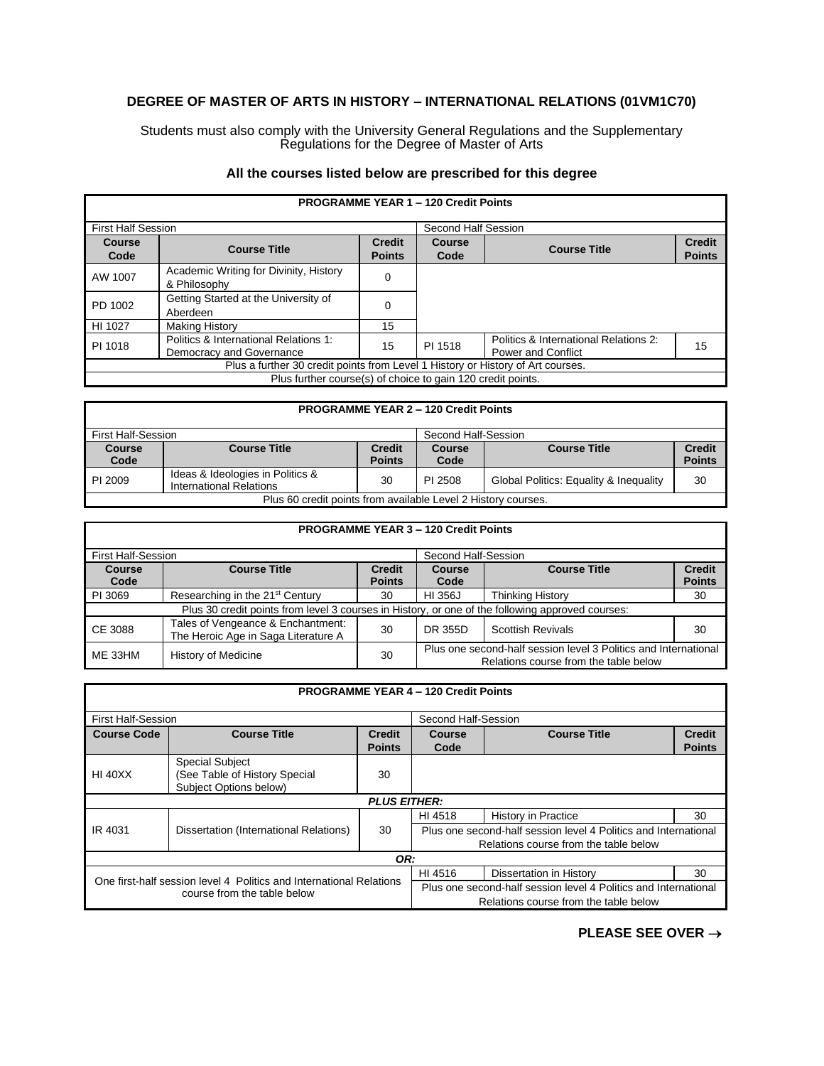## DEGREE OF MASTER OF ARTS IN HISTORY – INTERNATIONAL RELATIONS (01VM1C70)

Students must also comply with the University General Regulations and the Supplementary Regulations for the Degree of Master of Arts

### All the courses listed below are prescribed for this degree

| PROGRAMME YEAR 1 – 120 Credit Points | | | | | |
|---|---|---|---|---|---|
| First Half Session | | | Second Half Session | | |
| **Course Code** | **Course Title** | **Credit Points** | **Course Code** | **Course Title** | **Credit Points** |
| AW 1007 | Academic Writing for Divinity, History & Philosophy | 0 | | | |
| PD 1002 | Getting Started at the University of Aberdeen | 0 | | | |
| HI 1027 | Making History | 15 | | | |
| PI 1018 | Politics & International Relations 1: Democracy and Governance | 15 | PI 1518 | Politics & International Relations 2: Power and Conflict | 15 |
| Plus a further 30 credit points from Level 1 History or History of Art courses. | | | | | |
| Plus further course(s) of choice to gain 120 credit points. | | | | | |

| PROGRAMME YEAR 2 – 120 Credit Points | | | | | |
|---|---|---|---|---|---|
| First Half-Session | | | Second Half-Session | | |
| **Course Code** | **Course Title** | **Credit Points** | **Course Code** | **Course Title** | **Credit Points** |
| PI 2009 | Ideas & Ideologies in Politics & International Relations | 30 | PI 2508 | Global Politics: Equality & Inequality | 30 |
| Plus 60 credit points from available Level 2 History courses. | | | | | |

| PROGRAMME YEAR 3 – 120 Credit Points | | | | | |
|---|---|---|---|---|---|
| First Half-Session | | | Second Half-Session | | |
| **Course Code** | **Course Title** | **Credit Points** | **Course Code** | **Course Title** | **Credit Points** |
| PI 3069 | Researching in the 21st Century | 30 | HI 356J | Thinking History | 30 |
| Plus 30 credit points from level 3 courses in History, or one of the following approved courses: | | | | | |
| CE 3088 | Tales of Vengeance & Enchantment: The Heroic Age in Saga Literature A | 30 | DR 355D | Scottish Revivals | 30 |
| ME 33HM | History of Medicine | 30 | Plus one second-half session level 3 Politics and International Relations course from the table below | | |

| PROGRAMME YEAR 4 – 120 Credit Points | | | | | |
|---|---|---|---|---|---|
| First Half-Session | | | Second Half-Session | | |
| **Course Code** | **Course Title** | **Credit Points** | **Course Code** | **Course Title** | **Credit Points** |
| HI 40XX | Special Subject (See Table of History Special Subject Options below) | 30 | | | |
| ***PLUS EITHER:*** | | | | | |
| IR 4031 | Dissertation (International Relations) | 30 | HI 4518 | History in Practice | 30 |
| | | | Plus one second-half session level 4 Politics and International Relations course from the table below | | |
| ***OR:*** | | | | | |
| One first-half session level 4 Politics and International Relations course from the table below | | | HI 4516 | Dissertation in History | 30 |
| | | | Plus one second-half session level 4 Politics and International Relations course from the table below | | |

**PLEASE SEE OVER →**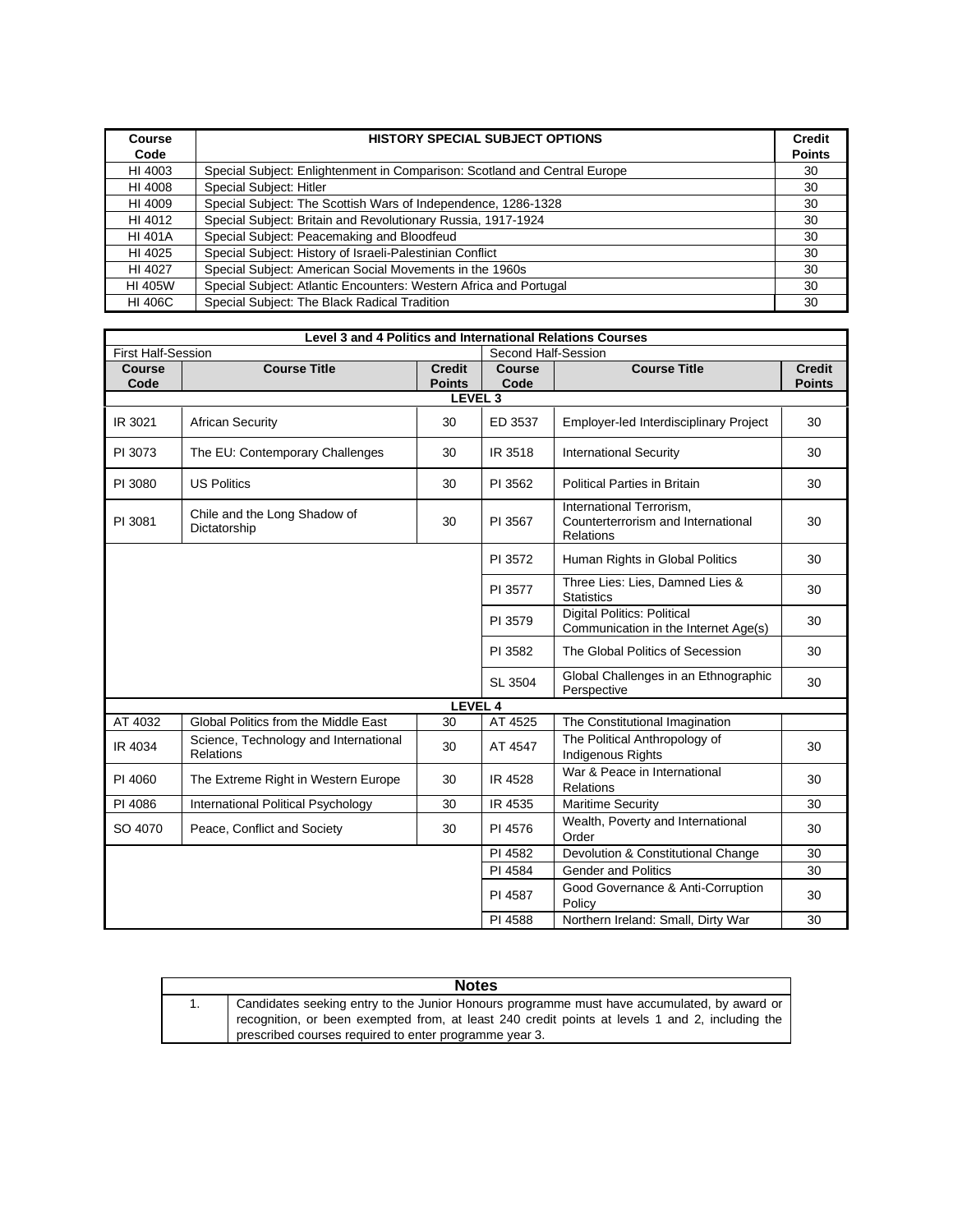| Course Code | HISTORY SPECIAL SUBJECT OPTIONS | Credit Points |
|---|---|---|
| HI 4003 | Special Subject: Enlightenment in Comparison: Scotland and Central Europe | 30 |
| HI 4008 | Special Subject: Hitler | 30 |
| HI 4009 | Special Subject: The Scottish Wars of Independence, 1286-1328 | 30 |
| HI 4012 | Special Subject: Britain and Revolutionary Russia, 1917-1924 | 30 |
| HI 401A | Special Subject: Peacemaking and Bloodfeud | 30 |
| HI 4025 | Special Subject: History of Israeli-Palestinian Conflict | 30 |
| HI 4027 | Special Subject: American Social Movements in the 1960s | 30 |
| HI 405W | Special Subject: Atlantic Encounters: Western Africa and Portugal | 30 |
| HI 406C | Special Subject: The Black Radical Tradition | 30 |

| Level 3 and 4 Politics and International Relations Courses | | | | | |
|---|---|---|---|---|---|
| First Half-Session | | | Second Half-Session | | |
| **Course Code** | **Course Title** | **Credit Points** | **Course Code** | **Course Title** | **Credit Points** |
| **LEVEL 3** | | | | | |
| IR 3021 | African Security | 30 | ED 3537 | Employer-led Interdisciplinary Project | 30 |
| PI 3073 | The EU: Contemporary Challenges | 30 | IR 3518 | International Security | 30 |
| PI 3080 | US Politics | 30 | PI 3562 | Political Parties in Britain | 30 |
| PI 3081 | Chile and the Long Shadow of Dictatorship | 30 | PI 3567 | International Terrorism, Counterterrorism and International Relations | 30 |
| | | | PI 3572 | Human Rights in Global Politics | 30 |
| | | | PI 3577 | Three Lies: Lies, Damned Lies & Statistics | 30 |
| | | | PI 3579 | Digital Politics: Political Communication in the Internet Age(s) | 30 |
| | | | PI 3582 | The Global Politics of Secession | 30 |
| | | | SL 3504 | Global Challenges in an Ethnographic Perspective | 30 |
| **LEVEL 4** | | | | | |
| AT 4032 | Global Politics from the Middle East | 30 | AT 4525 | The Constitutional Imagination | |
| IR 4034 | Science, Technology and International Relations | 30 | AT 4547 | The Political Anthropology of Indigenous Rights | 30 |
| PI 4060 | The Extreme Right in Western Europe | 30 | IR 4528 | War & Peace in International Relations | 30 |
| PI 4086 | International Political Psychology | 30 | IR 4535 | Maritime Security | 30 |
| SO 4070 | Peace, Conflict and Society | 30 | PI 4576 | Wealth, Poverty and International Order | 30 |
| | | | PI 4582 | Devolution & Constitutional Change | 30 |
| | | | PI 4584 | Gender and Politics | 30 |
| | | | PI 4587 | Good Governance & Anti-Corruption Policy | 30 |
| | | | PI 4588 | Northern Ireland: Small, Dirty War | 30 |

| Notes | |
|---|---|
| 1. | Candidates seeking entry to the Junior Honours programme must have accumulated, by award or recognition, or been exempted from, at least 240 credit points at levels 1 and 2, including the prescribed courses required to enter programme year 3. |